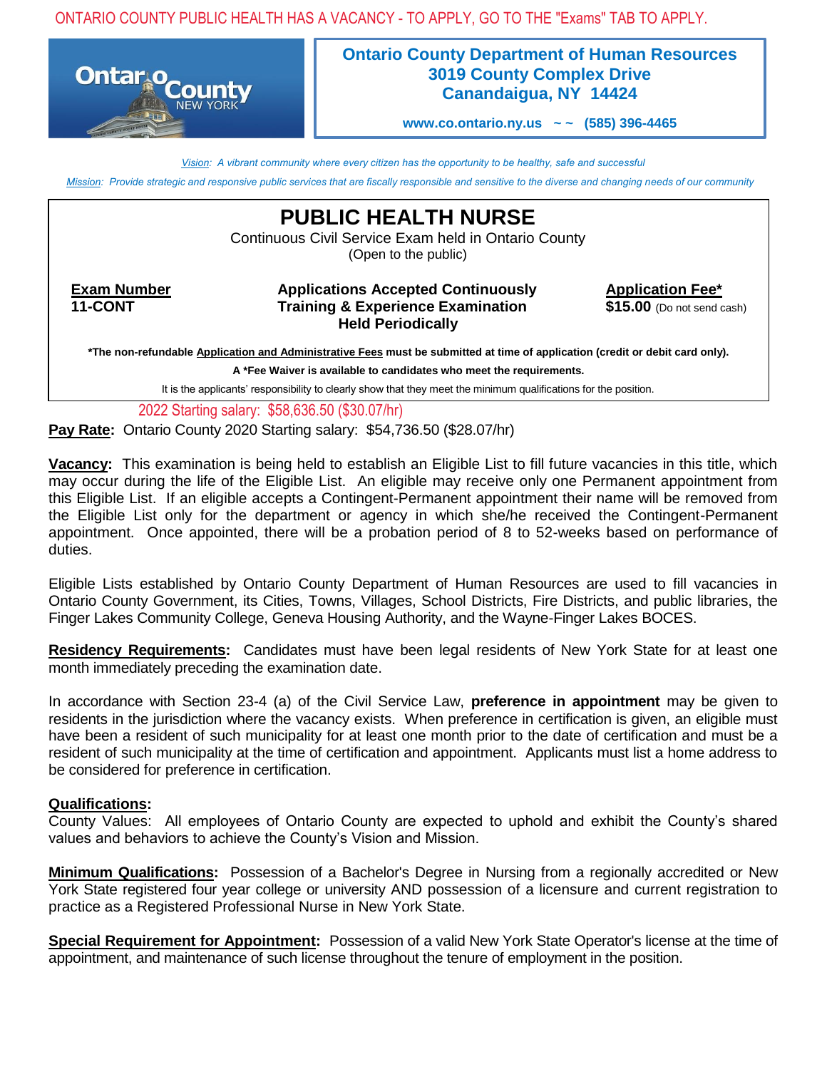ONTARIO COUNTY PUBLIC HEALTH HAS A VACANCY - TO APPLY, GO TO THE "Exams" TAB TO APPLY.

**Ontario County Department of Human Resources**
**3019 County Complex Drive**
**Canandaigua, NY 14424**

**www.co.ontario.ny.us ~ ~ (585) 396-4465**

*Vision: A vibrant community where every citizen has the opportunity to be healthy, safe and successful*

*Mission: Provide strategic and responsive public services that are fiscally responsible and sensitive to the diverse and changing needs of our community*

# PUBLIC HEALTH NURSE

Continuous Civil Service Exam held in Ontario County
(Open to the public)

| **Exam Number** | **Applications Accepted Continuously** | **Application Fee*** |
|---|---|---|
| **11-CONT** | **Training & Experience Examination Held Periodically** | **$15.00** (Do not send cash) |

**\*The non-refundable Application and Administrative Fees must be submitted at time of application (credit or debit card only).**

**A *Fee Waiver is available to candidates who meet the requirements.**

It is the applicants' responsibility to clearly show that they meet the minimum qualifications for the position.

2022 Starting salary: $58,636.50 ($30.07/hr)

**Pay Rate:** Ontario County 2020 Starting salary: $54,736.50 ($28.07/hr)

**Vacancy:** This examination is being held to establish an Eligible List to fill future vacancies in this title, which may occur during the life of the Eligible List. An eligible may receive only one Permanent appointment from this Eligible List. If an eligible accepts a Contingent-Permanent appointment their name will be removed from the Eligible List only for the department or agency in which she/he received the Contingent-Permanent appointment. Once appointed, there will be a probation period of 8 to 52-weeks based on performance of duties.

Eligible Lists established by Ontario County Department of Human Resources are used to fill vacancies in Ontario County Government, its Cities, Towns, Villages, School Districts, Fire Districts, and public libraries, the Finger Lakes Community College, Geneva Housing Authority, and the Wayne-Finger Lakes BOCES.

**Residency Requirements:** Candidates must have been legal residents of New York State for at least one month immediately preceding the examination date.

In accordance with Section 23-4 (a) of the Civil Service Law, **preference in appointment** may be given to residents in the jurisdiction where the vacancy exists. When preference in certification is given, an eligible must have been a resident of such municipality for at least one month prior to the date of certification and must be a resident of such municipality at the time of certification and appointment. Applicants must list a home address to be considered for preference in certification.

**Qualifications:**
County Values: All employees of Ontario County are expected to uphold and exhibit the County's shared values and behaviors to achieve the County's Vision and Mission.

**Minimum Qualifications:** Possession of a Bachelor's Degree in Nursing from a regionally accredited or New York State registered four year college or university AND possession of a licensure and current registration to practice as a Registered Professional Nurse in New York State.

**Special Requirement for Appointment:** Possession of a valid New York State Operator's license at the time of appointment, and maintenance of such license throughout the tenure of employment in the position.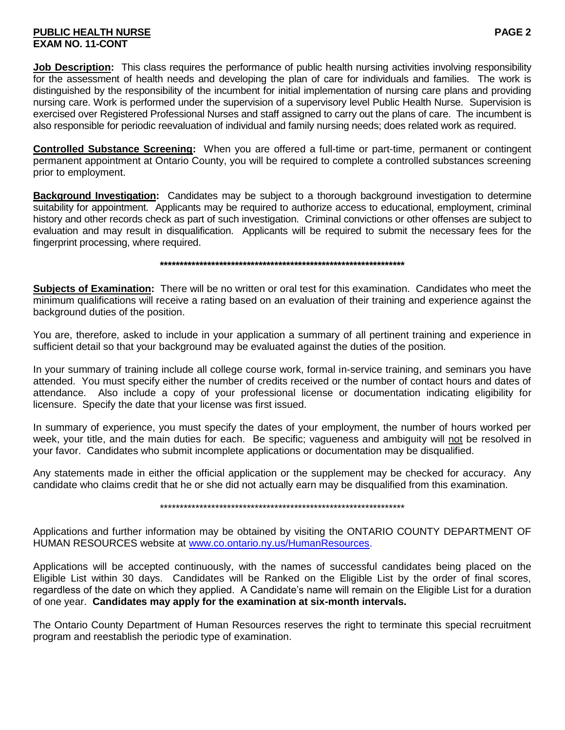**Job Description:** This class requires the performance of public health nursing activities involving responsibility for the assessment of health needs and developing the plan of care for individuals and families. The work is distinguished by the responsibility of the incumbent for initial implementation of nursing care plans and providing nursing care. Work is performed under the supervision of a supervisory level Public Health Nurse. Supervision is exercised over Registered Professional Nurses and staff assigned to carry out the plans of care. The incumbent is also responsible for periodic reevaluation of individual and family nursing needs; does related work as required.

**Controlled Substance Screening:** When you are offered a full-time or part-time, permanent or contingent permanent appointment at Ontario County, you will be required to complete a controlled substances screening prior to employment.

**Background Investigation:** Candidates may be subject to a thorough background investigation to determine suitability for appointment. Applicants may be required to authorize access to educational, employment, criminal history and other records check as part of such investigation. Criminal convictions or other offenses are subject to evaluation and may result in disqualification. Applicants will be required to submit the necessary fees for the fingerprint processing, where required.

*****************************************************************

**Subjects of Examination:** There will be no written or oral test for this examination. Candidates who meet the minimum qualifications will receive a rating based on an evaluation of their training and experience against the background duties of the position.

You are, therefore, asked to include in your application a summary of all pertinent training and experience in sufficient detail so that your background may be evaluated against the duties of the position.

In your summary of training include all college course work, formal in-service training, and seminars you have attended. You must specify either the number of credits received or the number of contact hours and dates of attendance. Also include a copy of your professional license or documentation indicating eligibility for licensure. Specify the date that your license was first issued.

In summary of experience, you must specify the dates of your employment, the number of hours worked per week, your title, and the main duties for each. Be specific; vagueness and ambiguity will not be resolved in your favor. Candidates who submit incomplete applications or documentation may be disqualified.

Any statements made in either the official application or the supplement may be checked for accuracy. Any candidate who claims credit that he or she did not actually earn may be disqualified from this examination.

*****************************************************************

Applications and further information may be obtained by visiting the ONTARIO COUNTY DEPARTMENT OF HUMAN RESOURCES website at www.co.ontario.ny.us/HumanResources.

Applications will be accepted continuously, with the names of successful candidates being placed on the Eligible List within 30 days. Candidates will be Ranked on the Eligible List by the order of final scores, regardless of the date on which they applied. A Candidate's name will remain on the Eligible List for a duration of one year. **Candidates may apply for the examination at six-month intervals.**

The Ontario County Department of Human Resources reserves the right to terminate this special recruitment program and reestablish the periodic type of examination.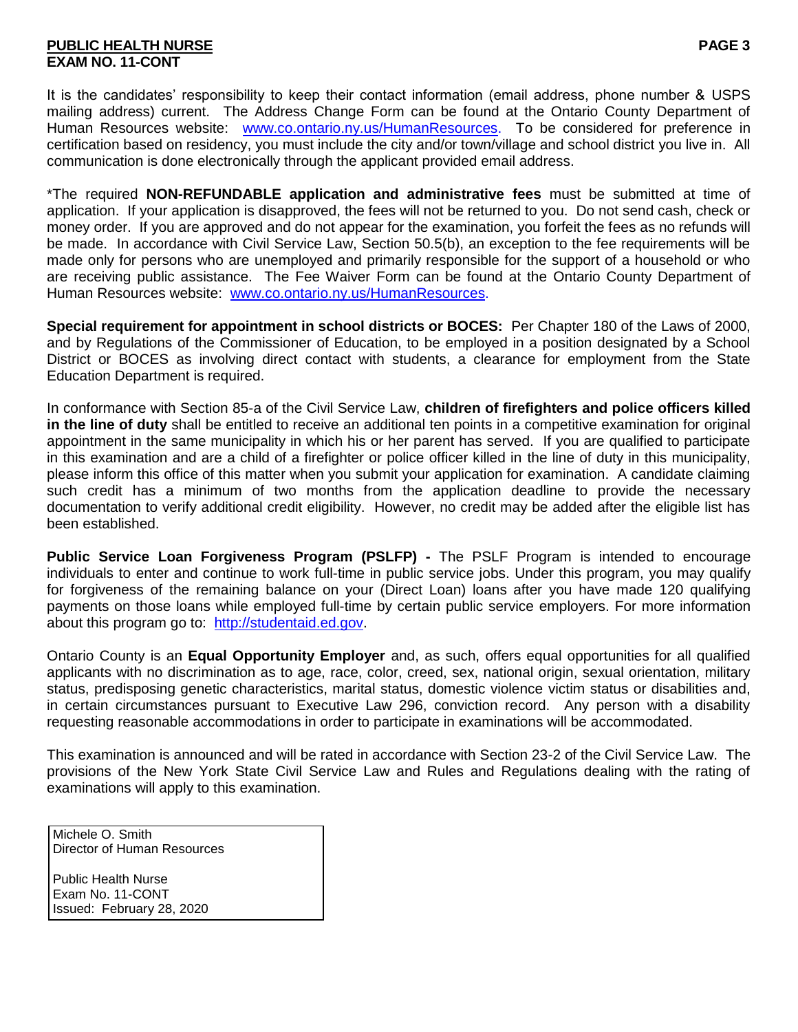It is the candidates' responsibility to keep their contact information (email address, phone number & USPS mailing address) current. The Address Change Form can be found at the Ontario County Department of Human Resources website: [www.co.ontario.ny.us/HumanResources](www.co.ontario.ny.us/HumanResources). To be considered for preference in certification based on residency, you must include the city and/or town/village and school district you live in. All communication is done electronically through the applicant provided email address.

*The required **NON-REFUNDABLE application and administrative fees** must be submitted at time of application. If your application is disapproved, the fees will not be returned to you. Do not send cash, check or money order. If you are approved and do not appear for the examination, you forfeit the fees as no refunds will be made. In accordance with Civil Service Law, Section 50.5(b), an exception to the fee requirements will be made only for persons who are unemployed and primarily responsible for the support of a household or who are receiving public assistance. The Fee Waiver Form can be found at the Ontario County Department of Human Resources website: [www.co.ontario.ny.us/HumanResources](www.co.ontario.ny.us/HumanResources).

**Special requirement for appointment in school districts or BOCES:** Per Chapter 180 of the Laws of 2000, and by Regulations of the Commissioner of Education, to be employed in a position designated by a School District or BOCES as involving direct contact with students, a clearance for employment from the State Education Department is required.

In conformance with Section 85-a of the Civil Service Law, **children of firefighters and police officers killed in the line of duty** shall be entitled to receive an additional ten points in a competitive examination for original appointment in the same municipality in which his or her parent has served. If you are qualified to participate in this examination and are a child of a firefighter or police officer killed in the line of duty in this municipality, please inform this office of this matter when you submit your application for examination. A candidate claiming such credit has a minimum of two months from the application deadline to provide the necessary documentation to verify additional credit eligibility. However, no credit may be added after the eligible list has been established.

**Public Service Loan Forgiveness Program (PSLFP) -** The PSLF Program is intended to encourage individuals to enter and continue to work full-time in public service jobs. Under this program, you may qualify for forgiveness of the remaining balance on your (Direct Loan) loans after you have made 120 qualifying payments on those loans while employed full-time by certain public service employers. For more information about this program go to: [http://studentaid.ed.gov](http://studentaid.ed.gov).

Ontario County is an **Equal Opportunity Employer** and, as such, offers equal opportunities for all qualified applicants with no discrimination as to age, race, color, creed, sex, national origin, sexual orientation, military status, predisposing genetic characteristics, marital status, domestic violence victim status or disabilities and, in certain circumstances pursuant to Executive Law 296, conviction record. Any person with a disability requesting reasonable accommodations in order to participate in examinations will be accommodated.

This examination is announced and will be rated in accordance with Section 23-2 of the Civil Service Law. The provisions of the New York State Civil Service Law and Rules and Regulations dealing with the rating of examinations will apply to this examination.

Michele O. Smith
Director of Human Resources

Public Health Nurse
Exam No. 11-CONT
Issued: February 28, 2020